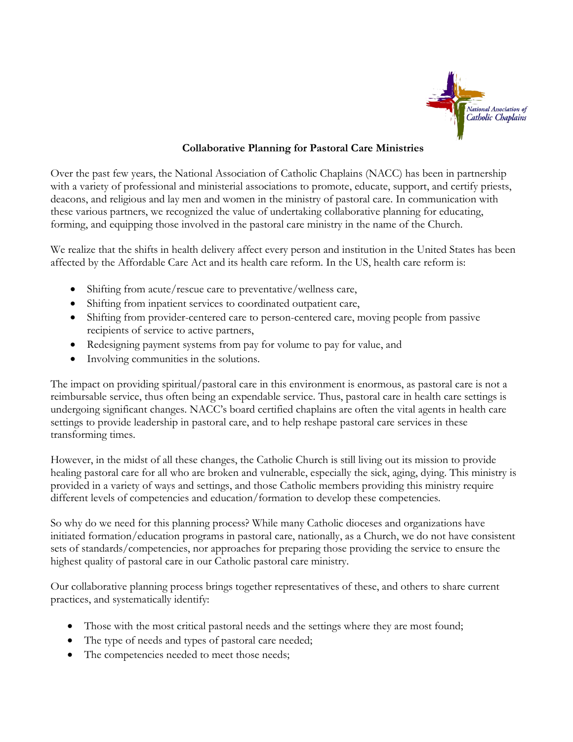National Association of Catholic Chaplains

## Collaborative Planning for Pastoral Care Ministries

Over the past few years, the National Association of Catholic Chaplains (NACC) has been in partnership with a variety of professional and ministerial associations to promote, educate, support, and certify priests, deacons, and religious and lay men and women in the ministry of pastoral care. In communication with these various partners, we recognized the value of undertaking collaborative planning for educating, forming, and equipping those involved in the pastoral care ministry in the name of the Church.

We realize that the shifts in health delivery affect every person and institution in the United States has been affected by the Affordable Care Act and its health care reform. In the US, health care reform is:

- Shifting from acute/rescue care to preventative/wellness care,
- Shifting from inpatient services to coordinated outpatient care,
- Shifting from provider-centered care to person-centered care, moving people from passive recipients of service to active partners,
- Redesigning payment systems from pay for volume to pay for value, and
- Involving communities in the solutions.

The impact on providing spiritual/pastoral care in this environment is enormous, as pastoral care is not a reimbursable service, thus often being an expendable service. Thus, pastoral care in health care settings is undergoing significant changes. NACC's board certified chaplains are often the vital agents in health care settings to provide leadership in pastoral care, and to help reshape pastoral care services in these transforming times.

However, in the midst of all these changes, the Catholic Church is still living out its mission to provide healing pastoral care for all who are broken and vulnerable, especially the sick, aging, dying. This ministry is provided in a variety of ways and settings, and those Catholic members providing this ministry require different levels of competencies and education/formation to develop these competencies.

So why do we need for this planning process? While many Catholic dioceses and organizations have initiated formation/education programs in pastoral care, nationally, as a Church, we do not have consistent sets of standards/competencies, nor approaches for preparing those providing the service to ensure the highest quality of pastoral care in our Catholic pastoral care ministry.

Our collaborative planning process brings together representatives of these, and others to share current practices, and systematically identify:

- Those with the most critical pastoral needs and the settings where they are most found;
- The type of needs and types of pastoral care needed;
- The competencies needed to meet those needs;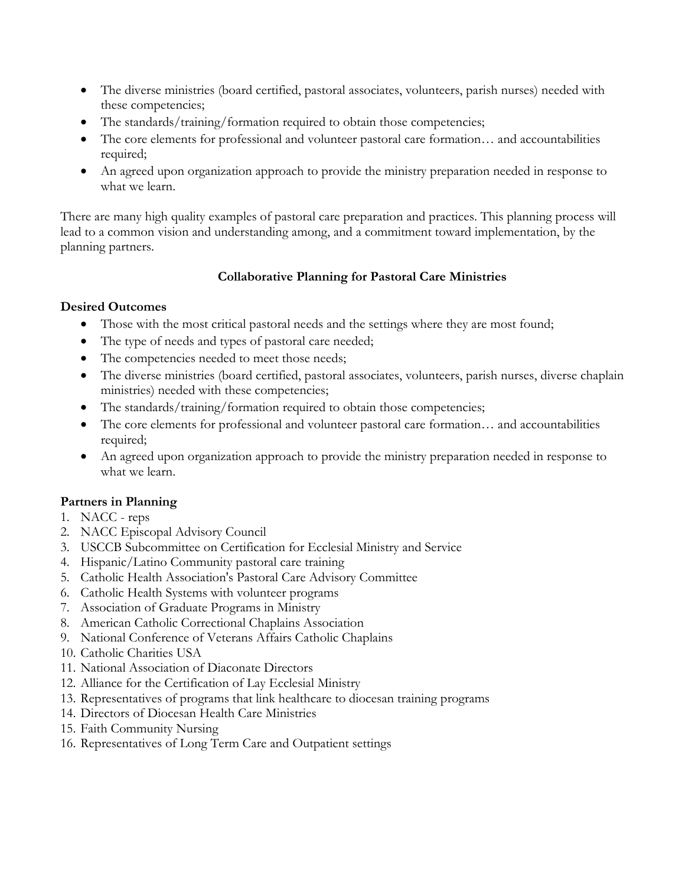- The diverse ministries (board certified, pastoral associates, volunteers, parish nurses) needed with these competencies;
- The standards/training/formation required to obtain those competencies;
- The core elements for professional and volunteer pastoral care formation… and accountabilities required;
- An agreed upon organization approach to provide the ministry preparation needed in response to what we learn.

There are many high quality examples of pastoral care preparation and practices. This planning process will lead to a common vision and understanding among, and a commitment toward implementation, by the planning partners.

### Collaborative Planning for Pastoral Care Ministries

**Desired Outcomes**

- Those with the most critical pastoral needs and the settings where they are most found;
- The type of needs and types of pastoral care needed;
- The competencies needed to meet those needs;
- The diverse ministries (board certified, pastoral associates, volunteers, parish nurses, diverse chaplain ministries) needed with these competencies;
- The standards/training/formation required to obtain those competencies;
- The core elements for professional and volunteer pastoral care formation… and accountabilities required;
- An agreed upon organization approach to provide the ministry preparation needed in response to what we learn.

**Partners in Planning**

1. NACC - reps
2. NACC Episcopal Advisory Council
3. USCCB Subcommittee on Certification for Ecclesial Ministry and Service
4. Hispanic/Latino Community pastoral care training
5. Catholic Health Association's Pastoral Care Advisory Committee
6. Catholic Health Systems with volunteer programs
7. Association of Graduate Programs in Ministry
8. American Catholic Correctional Chaplains Association
9. National Conference of Veterans Affairs Catholic Chaplains
10. Catholic Charities USA
11. National Association of Diaconate Directors
12. Alliance for the Certification of Lay Ecclesial Ministry
13. Representatives of programs that link healthcare to diocesan training programs
14. Directors of Diocesan Health Care Ministries
15. Faith Community Nursing
16. Representatives of Long Term Care and Outpatient settings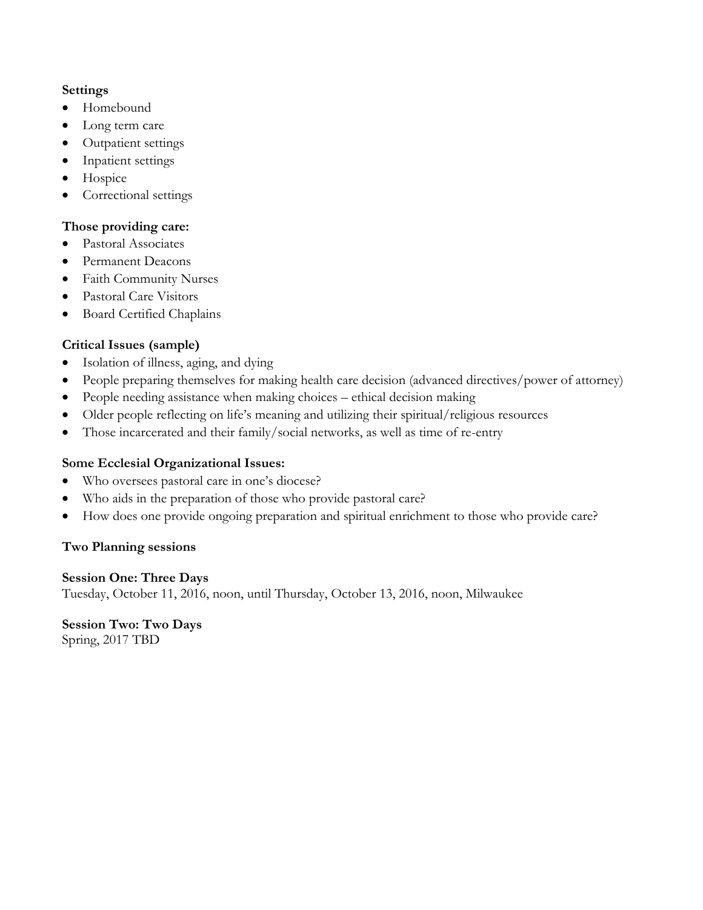**Settings**

- Homebound
- Long term care
- Outpatient settings
- Inpatient settings
- Hospice
- Correctional settings

**Those providing care:**

- Pastoral Associates
- Permanent Deacons
- Faith Community Nurses
- Pastoral Care Visitors
- Board Certified Chaplains

**Critical Issues (sample)**

- Isolation of illness, aging, and dying
- People preparing themselves for making health care decision (advanced directives/power of attorney)
- People needing assistance when making choices – ethical decision making
- Older people reflecting on life's meaning and utilizing their spiritual/religious resources
- Those incarcerated and their family/social networks, as well as time of re-entry

**Some Ecclesial Organizational Issues:**

- Who oversees pastoral care in one's diocese?
- Who aids in the preparation of those who provide pastoral care?
- How does one provide ongoing preparation and spiritual enrichment to those who provide care?

**Two Planning sessions**

**Session One: Three Days**
Tuesday, October 11, 2016, noon, until Thursday, October 13, 2016, noon, Milwaukee

**Session Two: Two Days**
Spring, 2017 TBD